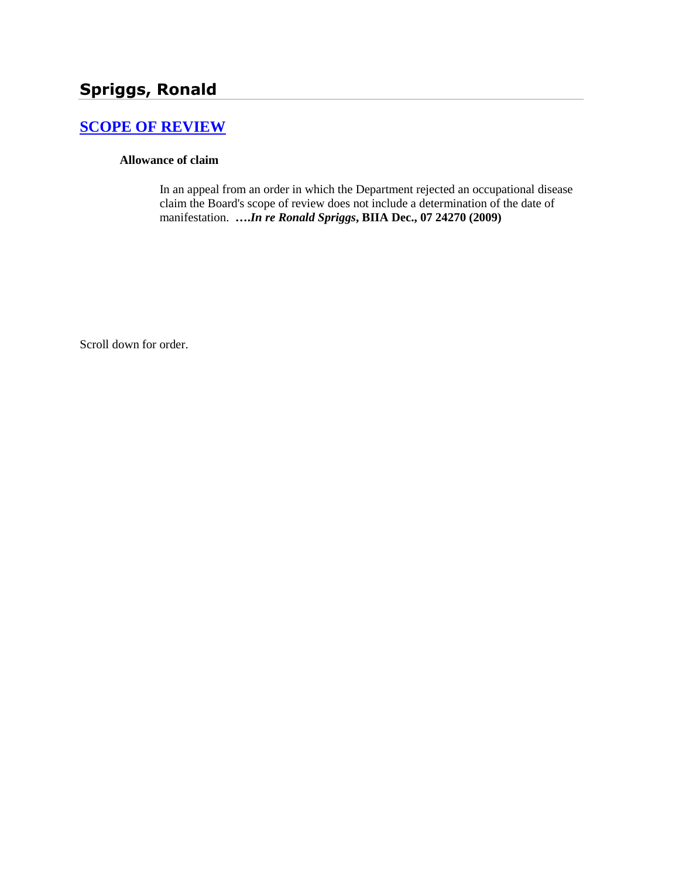# Spriggs, Ronald

## [SCOPE OF REVIEW]

**Allowance of claim**

In an appeal from an order in which the Department rejected an occupational disease claim the Board's scope of review does not include a determination of the date of manifestation. **….*In re Ronald Spriggs*, BIIA Dec., 07 24270 (2009)**

Scroll down for order.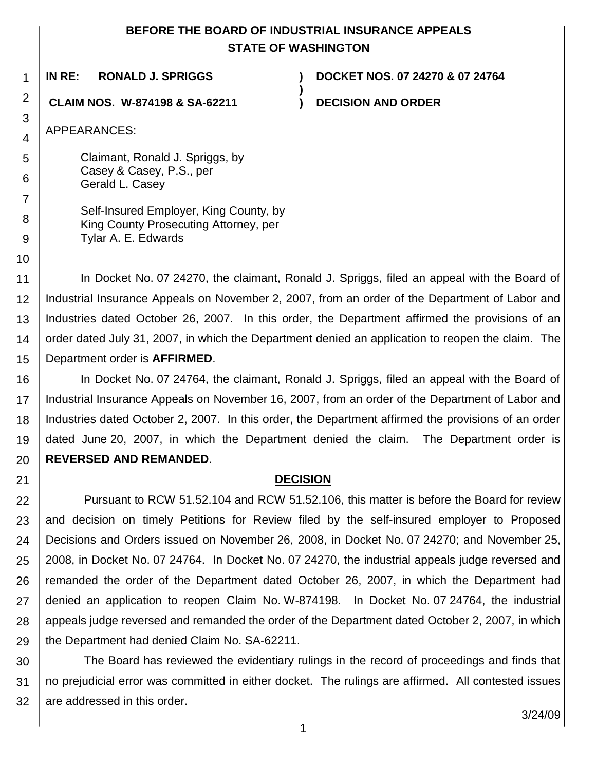# BEFORE THE BOARD OF INDUSTRIAL INSURANCE APPEALS
# STATE OF WASHINGTON

**IN RE: RONALD J. SPRIGGS** ) **DOCKET NOS. 07 24270 & 07 24764**
)
**CLAIM NOS. W-874198 & SA-62211** ) **DECISION AND ORDER**

APPEARANCES:

Claimant, Ronald J. Spriggs, by
Casey & Casey, P.S., per
Gerald L. Casey

Self-Insured Employer, King County, by
King County Prosecuting Attorney, per
Tylar A. E. Edwards

In Docket No. 07 24270, the claimant, Ronald J. Spriggs, filed an appeal with the Board of Industrial Insurance Appeals on November 2, 2007, from an order of the Department of Labor and Industries dated October 26, 2007. In this order, the Department affirmed the provisions of an order dated July 31, 2007, in which the Department denied an application to reopen the claim. The Department order is **AFFIRMED**.

In Docket No. 07 24764, the claimant, Ronald J. Spriggs, filed an appeal with the Board of Industrial Insurance Appeals on November 16, 2007, from an order of the Department of Labor and Industries dated October 2, 2007. In this order, the Department affirmed the provisions of an order dated June 20, 2007, in which the Department denied the claim. The Department order is **REVERSED AND REMANDED**.

## DECISION

Pursuant to RCW 51.52.104 and RCW 51.52.106, this matter is before the Board for review and decision on timely Petitions for Review filed by the self-insured employer to Proposed Decisions and Orders issued on November 26, 2008, in Docket No. 07 24270; and November 25, 2008, in Docket No. 07 24764. In Docket No. 07 24270, the industrial appeals judge reversed and remanded the order of the Department dated October 26, 2007, in which the Department had denied an application to reopen Claim No. W-874198. In Docket No. 07 24764, the industrial appeals judge reversed and remanded the order of the Department dated October 2, 2007, in which the Department had denied Claim No. SA-62211.

The Board has reviewed the evidentiary rulings in the record of proceedings and finds that no prejudicial error was committed in either docket. The rulings are affirmed. All contested issues are addressed in this order.

3/24/09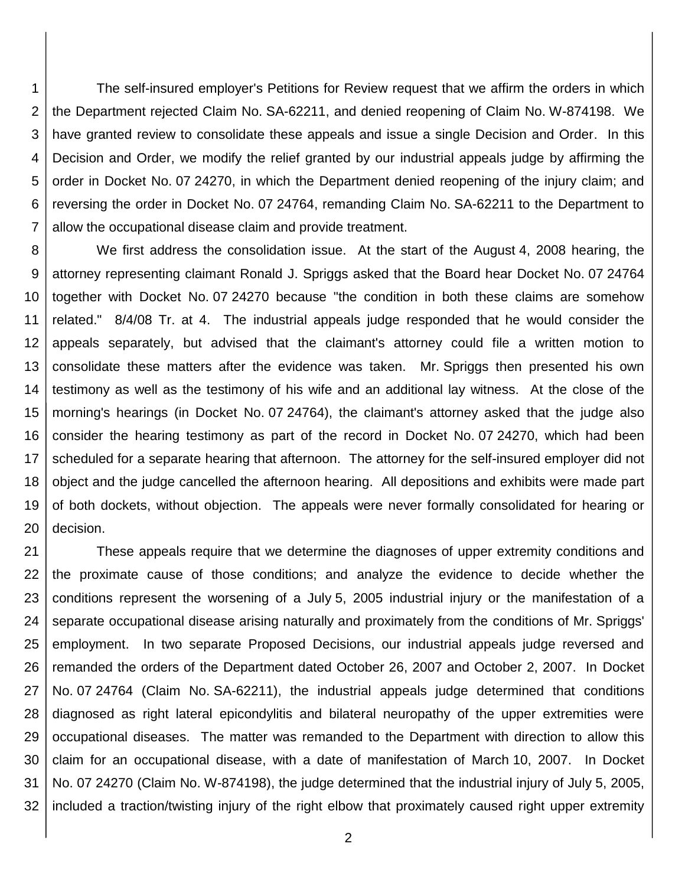The self-insured employer's Petitions for Review request that we affirm the orders in which the Department rejected Claim No. SA-62211, and denied reopening of Claim No. W-874198. We have granted review to consolidate these appeals and issue a single Decision and Order. In this Decision and Order, we modify the relief granted by our industrial appeals judge by affirming the order in Docket No. 07 24270, in which the Department denied reopening of the injury claim; and reversing the order in Docket No. 07 24764, remanding Claim No. SA-62211 to the Department to allow the occupational disease claim and provide treatment.

We first address the consolidation issue. At the start of the August 4, 2008 hearing, the attorney representing claimant Ronald J. Spriggs asked that the Board hear Docket No. 07 24764 together with Docket No. 07 24270 because "the condition in both these claims are somehow related." 8/4/08 Tr. at 4. The industrial appeals judge responded that he would consider the appeals separately, but advised that the claimant's attorney could file a written motion to consolidate these matters after the evidence was taken. Mr. Spriggs then presented his own testimony as well as the testimony of his wife and an additional lay witness. At the close of the morning's hearings (in Docket No. 07 24764), the claimant's attorney asked that the judge also consider the hearing testimony as part of the record in Docket No. 07 24270, which had been scheduled for a separate hearing that afternoon. The attorney for the self-insured employer did not object and the judge cancelled the afternoon hearing. All depositions and exhibits were made part of both dockets, without objection. The appeals were never formally consolidated for hearing or decision.

These appeals require that we determine the diagnoses of upper extremity conditions and the proximate cause of those conditions; and analyze the evidence to decide whether the conditions represent the worsening of a July 5, 2005 industrial injury or the manifestation of a separate occupational disease arising naturally and proximately from the conditions of Mr. Spriggs' employment. In two separate Proposed Decisions, our industrial appeals judge reversed and remanded the orders of the Department dated October 26, 2007 and October 2, 2007. In Docket No. 07 24764 (Claim No. SA-62211), the industrial appeals judge determined that conditions diagnosed as right lateral epicondylitis and bilateral neuropathy of the upper extremities were occupational diseases. The matter was remanded to the Department with direction to allow this claim for an occupational disease, with a date of manifestation of March 10, 2007. In Docket No. 07 24270 (Claim No. W-874198), the judge determined that the industrial injury of July 5, 2005, included a traction/twisting injury of the right elbow that proximately caused right upper extremity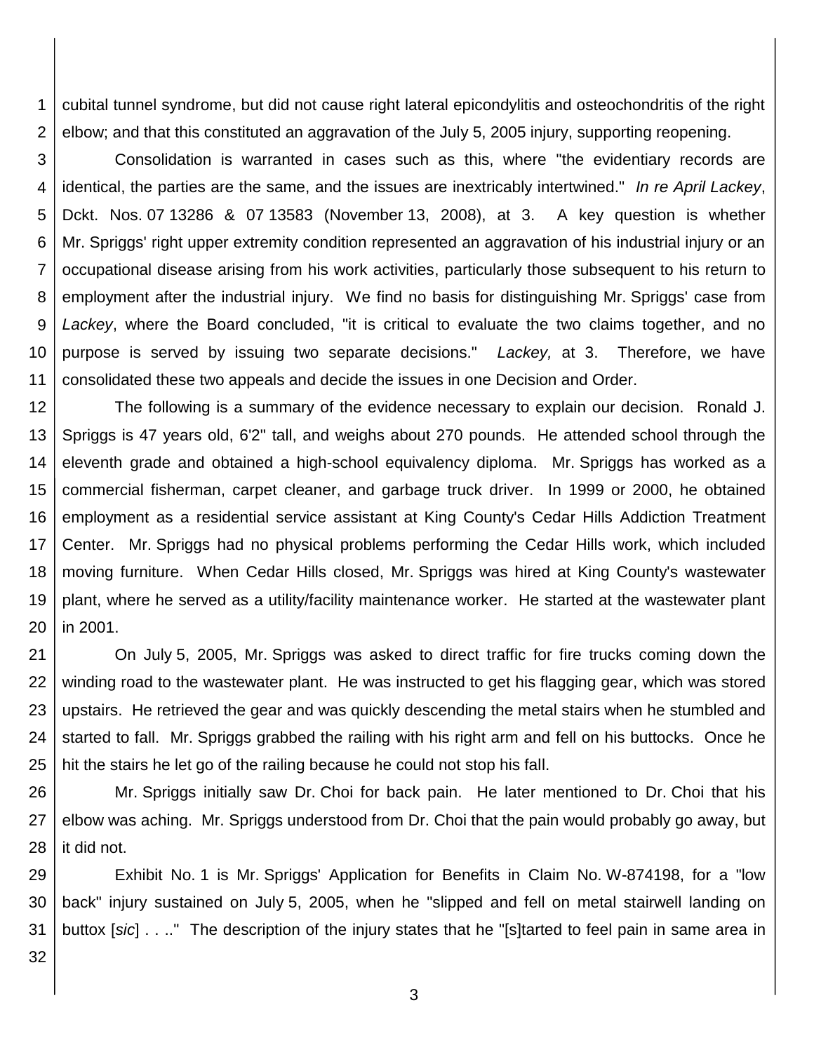cubital tunnel syndrome, but did not cause right lateral epicondylitis and osteochondritis of the right elbow; and that this constituted an aggravation of the July 5, 2005 injury, supporting reopening.

Consolidation is warranted in cases such as this, where "the evidentiary records are identical, the parties are the same, and the issues are inextricably intertwined." *In re April Lackey*, Dckt. Nos. 07 13286 & 07 13583 (November 13, 2008), at 3. A key question is whether Mr. Spriggs' right upper extremity condition represented an aggravation of his industrial injury or an occupational disease arising from his work activities, particularly those subsequent to his return to employment after the industrial injury. We find no basis for distinguishing Mr. Spriggs' case from *Lackey*, where the Board concluded, "it is critical to evaluate the two claims together, and no purpose is served by issuing two separate decisions." *Lackey,* at 3. Therefore, we have consolidated these two appeals and decide the issues in one Decision and Order.

The following is a summary of the evidence necessary to explain our decision. Ronald J. Spriggs is 47 years old, 6'2" tall, and weighs about 270 pounds. He attended school through the eleventh grade and obtained a high-school equivalency diploma. Mr. Spriggs has worked as a commercial fisherman, carpet cleaner, and garbage truck driver. In 1999 or 2000, he obtained employment as a residential service assistant at King County's Cedar Hills Addiction Treatment Center. Mr. Spriggs had no physical problems performing the Cedar Hills work, which included moving furniture. When Cedar Hills closed, Mr. Spriggs was hired at King County's wastewater plant, where he served as a utility/facility maintenance worker. He started at the wastewater plant in 2001.

On July 5, 2005, Mr. Spriggs was asked to direct traffic for fire trucks coming down the winding road to the wastewater plant. He was instructed to get his flagging gear, which was stored upstairs. He retrieved the gear and was quickly descending the metal stairs when he stumbled and started to fall. Mr. Spriggs grabbed the railing with his right arm and fell on his buttocks. Once he hit the stairs he let go of the railing because he could not stop his fall.

Mr. Spriggs initially saw Dr. Choi for back pain. He later mentioned to Dr. Choi that his elbow was aching. Mr. Spriggs understood from Dr. Choi that the pain would probably go away, but it did not.

Exhibit No. 1 is Mr. Spriggs' Application for Benefits in Claim No. W-874198, for a "low back" injury sustained on July 5, 2005, when he "slipped and fell on metal stairwell landing on buttox [*sic*] . . .." The description of the injury states that he "[s]tarted to feel pain in same area in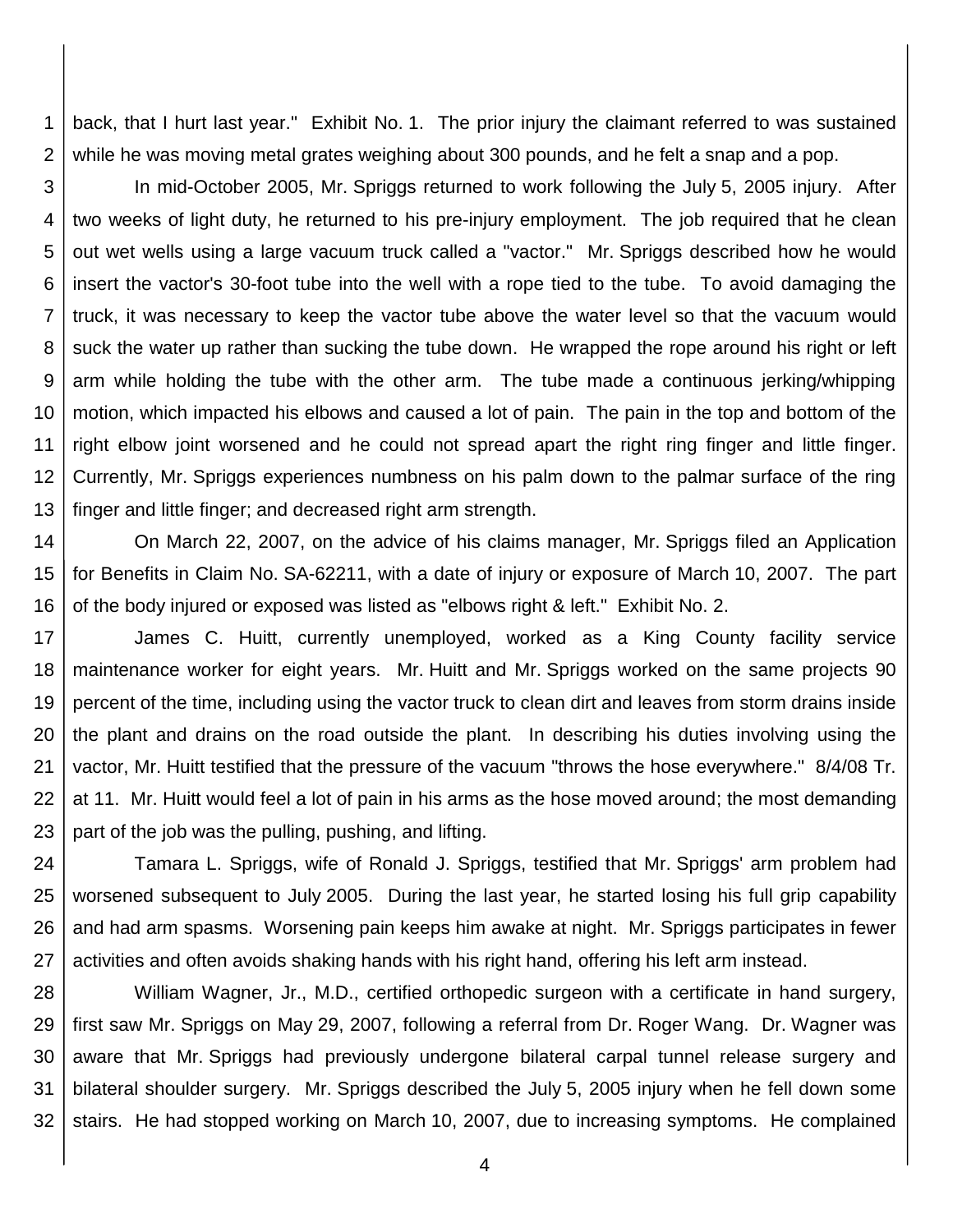back, that I hurt last year." Exhibit No. 1. The prior injury the claimant referred to was sustained while he was moving metal grates weighing about 300 pounds, and he felt a snap and a pop.

In mid-October 2005, Mr. Spriggs returned to work following the July 5, 2005 injury. After two weeks of light duty, he returned to his pre-injury employment. The job required that he clean out wet wells using a large vacuum truck called a "vactor." Mr. Spriggs described how he would insert the vactor's 30-foot tube into the well with a rope tied to the tube. To avoid damaging the truck, it was necessary to keep the vactor tube above the water level so that the vacuum would suck the water up rather than sucking the tube down. He wrapped the rope around his right or left arm while holding the tube with the other arm. The tube made a continuous jerking/whipping motion, which impacted his elbows and caused a lot of pain. The pain in the top and bottom of the right elbow joint worsened and he could not spread apart the right ring finger and little finger. Currently, Mr. Spriggs experiences numbness on his palm down to the palmar surface of the ring finger and little finger; and decreased right arm strength.

On March 22, 2007, on the advice of his claims manager, Mr. Spriggs filed an Application for Benefits in Claim No. SA-62211, with a date of injury or exposure of March 10, 2007. The part of the body injured or exposed was listed as "elbows right & left." Exhibit No. 2.

James C. Huitt, currently unemployed, worked as a King County facility service maintenance worker for eight years. Mr. Huitt and Mr. Spriggs worked on the same projects 90 percent of the time, including using the vactor truck to clean dirt and leaves from storm drains inside the plant and drains on the road outside the plant. In describing his duties involving using the vactor, Mr. Huitt testified that the pressure of the vacuum "throws the hose everywhere." 8/4/08 Tr. at 11. Mr. Huitt would feel a lot of pain in his arms as the hose moved around; the most demanding part of the job was the pulling, pushing, and lifting.

Tamara L. Spriggs, wife of Ronald J. Spriggs, testified that Mr. Spriggs' arm problem had worsened subsequent to July 2005. During the last year, he started losing his full grip capability and had arm spasms. Worsening pain keeps him awake at night. Mr. Spriggs participates in fewer activities and often avoids shaking hands with his right hand, offering his left arm instead.

William Wagner, Jr., M.D., certified orthopedic surgeon with a certificate in hand surgery, first saw Mr. Spriggs on May 29, 2007, following a referral from Dr. Roger Wang. Dr. Wagner was aware that Mr. Spriggs had previously undergone bilateral carpal tunnel release surgery and bilateral shoulder surgery. Mr. Spriggs described the July 5, 2005 injury when he fell down some stairs. He had stopped working on March 10, 2007, due to increasing symptoms. He complained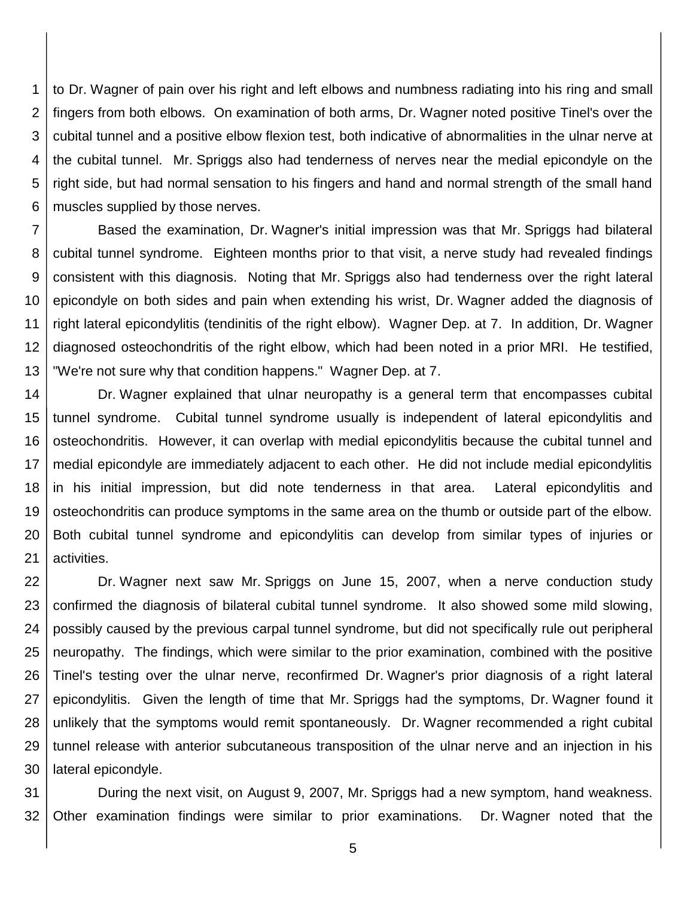to Dr. Wagner of pain over his right and left elbows and numbness radiating into his ring and small fingers from both elbows. On examination of both arms, Dr. Wagner noted positive Tinel's over the cubital tunnel and a positive elbow flexion test, both indicative of abnormalities in the ulnar nerve at the cubital tunnel. Mr. Spriggs also had tenderness of nerves near the medial epicondyle on the right side, but had normal sensation to his fingers and hand and normal strength of the small hand muscles supplied by those nerves.

Based the examination, Dr. Wagner's initial impression was that Mr. Spriggs had bilateral cubital tunnel syndrome. Eighteen months prior to that visit, a nerve study had revealed findings consistent with this diagnosis. Noting that Mr. Spriggs also had tenderness over the right lateral epicondyle on both sides and pain when extending his wrist, Dr. Wagner added the diagnosis of right lateral epicondylitis (tendinitis of the right elbow). Wagner Dep. at 7. In addition, Dr. Wagner diagnosed osteochondritis of the right elbow, which had been noted in a prior MRI. He testified, "We're not sure why that condition happens." Wagner Dep. at 7.

Dr. Wagner explained that ulnar neuropathy is a general term that encompasses cubital tunnel syndrome. Cubital tunnel syndrome usually is independent of lateral epicondylitis and osteochondritis. However, it can overlap with medial epicondylitis because the cubital tunnel and medial epicondyle are immediately adjacent to each other. He did not include medial epicondylitis in his initial impression, but did note tenderness in that area. Lateral epicondylitis and osteochondritis can produce symptoms in the same area on the thumb or outside part of the elbow. Both cubital tunnel syndrome and epicondylitis can develop from similar types of injuries or activities.

Dr. Wagner next saw Mr. Spriggs on June 15, 2007, when a nerve conduction study confirmed the diagnosis of bilateral cubital tunnel syndrome. It also showed some mild slowing, possibly caused by the previous carpal tunnel syndrome, but did not specifically rule out peripheral neuropathy. The findings, which were similar to the prior examination, combined with the positive Tinel's testing over the ulnar nerve, reconfirmed Dr. Wagner's prior diagnosis of a right lateral epicondylitis. Given the length of time that Mr. Spriggs had the symptoms, Dr. Wagner found it unlikely that the symptoms would remit spontaneously. Dr. Wagner recommended a right cubital tunnel release with anterior subcutaneous transposition of the ulnar nerve and an injection in his lateral epicondyle.

During the next visit, on August 9, 2007, Mr. Spriggs had a new symptom, hand weakness. Other examination findings were similar to prior examinations. Dr. Wagner noted that the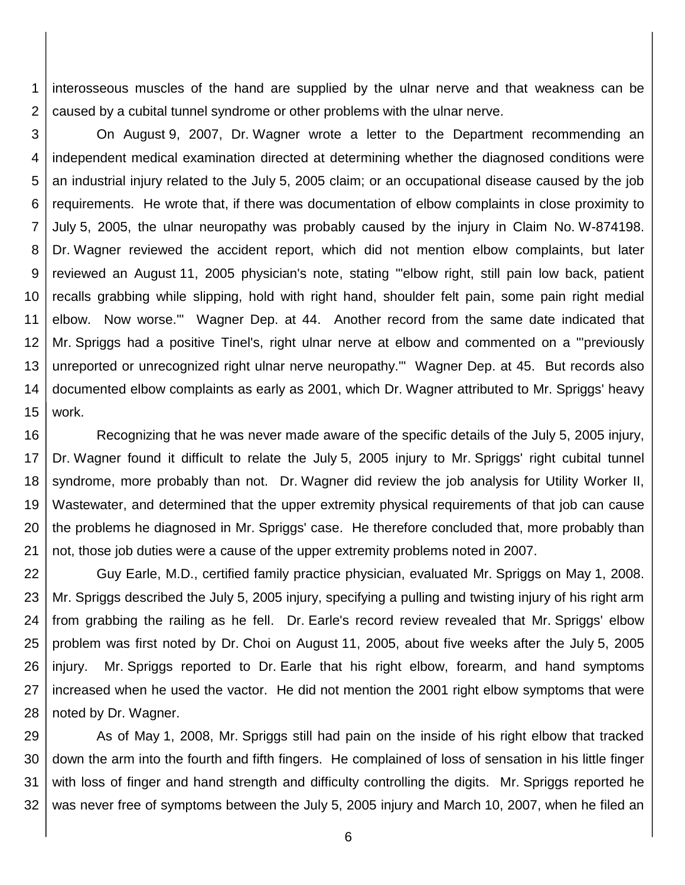interosseous muscles of the hand are supplied by the ulnar nerve and that weakness can be caused by a cubital tunnel syndrome or other problems with the ulnar nerve.

On August 9, 2007, Dr. Wagner wrote a letter to the Department recommending an independent medical examination directed at determining whether the diagnosed conditions were an industrial injury related to the July 5, 2005 claim; or an occupational disease caused by the job requirements. He wrote that, if there was documentation of elbow complaints in close proximity to July 5, 2005, the ulnar neuropathy was probably caused by the injury in Claim No. W-874198. Dr. Wagner reviewed the accident report, which did not mention elbow complaints, but later reviewed an August 11, 2005 physician's note, stating "'elbow right, still pain low back, patient recalls grabbing while slipping, hold with right hand, shoulder felt pain, some pain right medial elbow. Now worse.'" Wagner Dep. at 44. Another record from the same date indicated that Mr. Spriggs had a positive Tinel's, right ulnar nerve at elbow and commented on a "'previously unreported or unrecognized right ulnar nerve neuropathy.'" Wagner Dep. at 45. But records also documented elbow complaints as early as 2001, which Dr. Wagner attributed to Mr. Spriggs' heavy work.

Recognizing that he was never made aware of the specific details of the July 5, 2005 injury, Dr. Wagner found it difficult to relate the July 5, 2005 injury to Mr. Spriggs' right cubital tunnel syndrome, more probably than not. Dr. Wagner did review the job analysis for Utility Worker II, Wastewater, and determined that the upper extremity physical requirements of that job can cause the problems he diagnosed in Mr. Spriggs' case. He therefore concluded that, more probably than not, those job duties were a cause of the upper extremity problems noted in 2007.

Guy Earle, M.D., certified family practice physician, evaluated Mr. Spriggs on May 1, 2008. Mr. Spriggs described the July 5, 2005 injury, specifying a pulling and twisting injury of his right arm from grabbing the railing as he fell. Dr. Earle's record review revealed that Mr. Spriggs' elbow problem was first noted by Dr. Choi on August 11, 2005, about five weeks after the July 5, 2005 injury. Mr. Spriggs reported to Dr. Earle that his right elbow, forearm, and hand symptoms increased when he used the vactor. He did not mention the 2001 right elbow symptoms that were noted by Dr. Wagner.

As of May 1, 2008, Mr. Spriggs still had pain on the inside of his right elbow that tracked down the arm into the fourth and fifth fingers. He complained of loss of sensation in his little finger with loss of finger and hand strength and difficulty controlling the digits. Mr. Spriggs reported he was never free of symptoms between the July 5, 2005 injury and March 10, 2007, when he filed an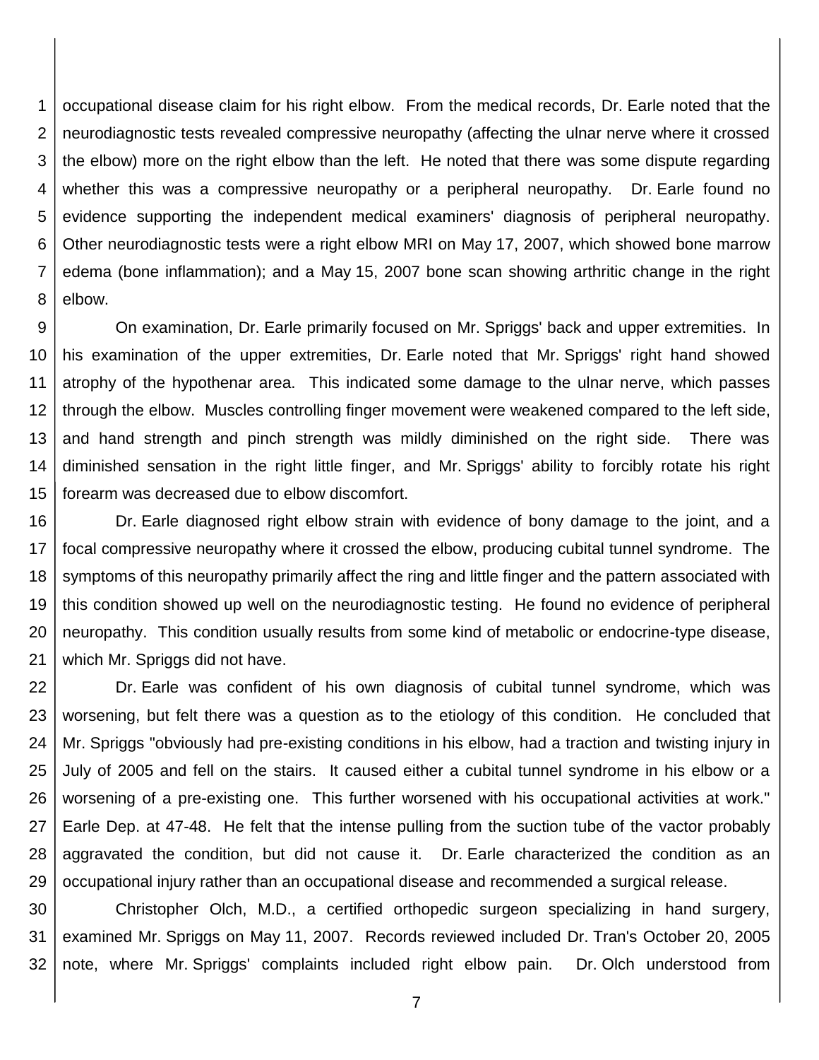occupational disease claim for his right elbow. From the medical records, Dr. Earle noted that the neurodiagnostic tests revealed compressive neuropathy (affecting the ulnar nerve where it crossed the elbow) more on the right elbow than the left. He noted that there was some dispute regarding whether this was a compressive neuropathy or a peripheral neuropathy. Dr. Earle found no evidence supporting the independent medical examiners' diagnosis of peripheral neuropathy. Other neurodiagnostic tests were a right elbow MRI on May 17, 2007, which showed bone marrow edema (bone inflammation); and a May 15, 2007 bone scan showing arthritic change in the right elbow.

On examination, Dr. Earle primarily focused on Mr. Spriggs' back and upper extremities. In his examination of the upper extremities, Dr. Earle noted that Mr. Spriggs' right hand showed atrophy of the hypothenar area. This indicated some damage to the ulnar nerve, which passes through the elbow. Muscles controlling finger movement were weakened compared to the left side, and hand strength and pinch strength was mildly diminished on the right side. There was diminished sensation in the right little finger, and Mr. Spriggs' ability to forcibly rotate his right forearm was decreased due to elbow discomfort.

Dr. Earle diagnosed right elbow strain with evidence of bony damage to the joint, and a focal compressive neuropathy where it crossed the elbow, producing cubital tunnel syndrome. The symptoms of this neuropathy primarily affect the ring and little finger and the pattern associated with this condition showed up well on the neurodiagnostic testing. He found no evidence of peripheral neuropathy. This condition usually results from some kind of metabolic or endocrine-type disease, which Mr. Spriggs did not have.

Dr. Earle was confident of his own diagnosis of cubital tunnel syndrome, which was worsening, but felt there was a question as to the etiology of this condition. He concluded that Mr. Spriggs "obviously had pre-existing conditions in his elbow, had a traction and twisting injury in July of 2005 and fell on the stairs. It caused either a cubital tunnel syndrome in his elbow or a worsening of a pre-existing one. This further worsened with his occupational activities at work." Earle Dep. at 47-48. He felt that the intense pulling from the suction tube of the vactor probably aggravated the condition, but did not cause it. Dr. Earle characterized the condition as an occupational injury rather than an occupational disease and recommended a surgical release.

Christopher Olch, M.D., a certified orthopedic surgeon specializing in hand surgery, examined Mr. Spriggs on May 11, 2007. Records reviewed included Dr. Tran's October 20, 2005 note, where Mr. Spriggs' complaints included right elbow pain. Dr. Olch understood from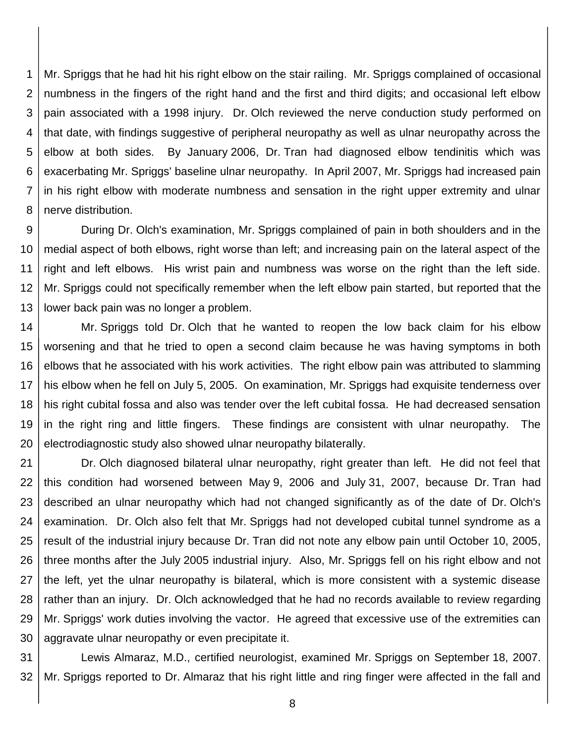Mr. Spriggs that he had hit his right elbow on the stair railing. Mr. Spriggs complained of occasional numbness in the fingers of the right hand and the first and third digits; and occasional left elbow pain associated with a 1998 injury. Dr. Olch reviewed the nerve conduction study performed on that date, with findings suggestive of peripheral neuropathy as well as ulnar neuropathy across the elbow at both sides. By January 2006, Dr. Tran had diagnosed elbow tendinitis which was exacerbating Mr. Spriggs' baseline ulnar neuropathy. In April 2007, Mr. Spriggs had increased pain in his right elbow with moderate numbness and sensation in the right upper extremity and ulnar nerve distribution.

During Dr. Olch's examination, Mr. Spriggs complained of pain in both shoulders and in the medial aspect of both elbows, right worse than left; and increasing pain on the lateral aspect of the right and left elbows. His wrist pain and numbness was worse on the right than the left side. Mr. Spriggs could not specifically remember when the left elbow pain started, but reported that the lower back pain was no longer a problem.

Mr. Spriggs told Dr. Olch that he wanted to reopen the low back claim for his elbow worsening and that he tried to open a second claim because he was having symptoms in both elbows that he associated with his work activities. The right elbow pain was attributed to slamming his elbow when he fell on July 5, 2005. On examination, Mr. Spriggs had exquisite tenderness over his right cubital fossa and also was tender over the left cubital fossa. He had decreased sensation in the right ring and little fingers. These findings are consistent with ulnar neuropathy. The electrodiagnostic study also showed ulnar neuropathy bilaterally.

Dr. Olch diagnosed bilateral ulnar neuropathy, right greater than left. He did not feel that this condition had worsened between May 9, 2006 and July 31, 2007, because Dr. Tran had described an ulnar neuropathy which had not changed significantly as of the date of Dr. Olch's examination. Dr. Olch also felt that Mr. Spriggs had not developed cubital tunnel syndrome as a result of the industrial injury because Dr. Tran did not note any elbow pain until October 10, 2005, three months after the July 2005 industrial injury. Also, Mr. Spriggs fell on his right elbow and not the left, yet the ulnar neuropathy is bilateral, which is more consistent with a systemic disease rather than an injury. Dr. Olch acknowledged that he had no records available to review regarding Mr. Spriggs' work duties involving the vactor. He agreed that excessive use of the extremities can aggravate ulnar neuropathy or even precipitate it.

Lewis Almaraz, M.D., certified neurologist, examined Mr. Spriggs on September 18, 2007. Mr. Spriggs reported to Dr. Almaraz that his right little and ring finger were affected in the fall and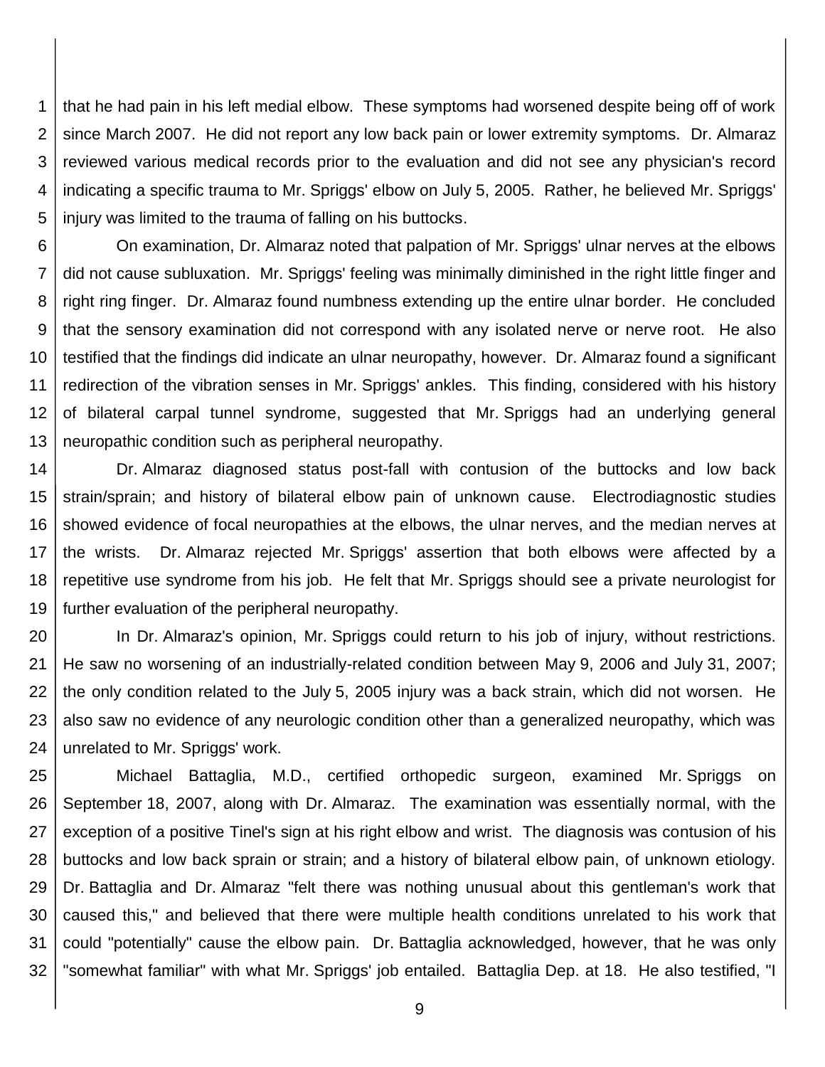that he had pain in his left medial elbow. These symptoms had worsened despite being off of work since March 2007. He did not report any low back pain or lower extremity symptoms. Dr. Almaraz reviewed various medical records prior to the evaluation and did not see any physician's record indicating a specific trauma to Mr. Spriggs' elbow on July 5, 2005. Rather, he believed Mr. Spriggs' injury was limited to the trauma of falling on his buttocks.

On examination, Dr. Almaraz noted that palpation of Mr. Spriggs' ulnar nerves at the elbows did not cause subluxation. Mr. Spriggs' feeling was minimally diminished in the right little finger and right ring finger. Dr. Almaraz found numbness extending up the entire ulnar border. He concluded that the sensory examination did not correspond with any isolated nerve or nerve root. He also testified that the findings did indicate an ulnar neuropathy, however. Dr. Almaraz found a significant redirection of the vibration senses in Mr. Spriggs' ankles. This finding, considered with his history of bilateral carpal tunnel syndrome, suggested that Mr. Spriggs had an underlying general neuropathic condition such as peripheral neuropathy.

Dr. Almaraz diagnosed status post-fall with contusion of the buttocks and low back strain/sprain; and history of bilateral elbow pain of unknown cause. Electrodiagnostic studies showed evidence of focal neuropathies at the elbows, the ulnar nerves, and the median nerves at the wrists. Dr. Almaraz rejected Mr. Spriggs' assertion that both elbows were affected by a repetitive use syndrome from his job. He felt that Mr. Spriggs should see a private neurologist for further evaluation of the peripheral neuropathy.

In Dr. Almaraz's opinion, Mr. Spriggs could return to his job of injury, without restrictions. He saw no worsening of an industrially-related condition between May 9, 2006 and July 31, 2007; the only condition related to the July 5, 2005 injury was a back strain, which did not worsen. He also saw no evidence of any neurologic condition other than a generalized neuropathy, which was unrelated to Mr. Spriggs' work.

Michael Battaglia, M.D., certified orthopedic surgeon, examined Mr. Spriggs on September 18, 2007, along with Dr. Almaraz. The examination was essentially normal, with the exception of a positive Tinel's sign at his right elbow and wrist. The diagnosis was contusion of his buttocks and low back sprain or strain; and a history of bilateral elbow pain, of unknown etiology. Dr. Battaglia and Dr. Almaraz "felt there was nothing unusual about this gentleman's work that caused this," and believed that there were multiple health conditions unrelated to his work that could "potentially" cause the elbow pain. Dr. Battaglia acknowledged, however, that he was only "somewhat familiar" with what Mr. Spriggs' job entailed. Battaglia Dep. at 18. He also testified, "I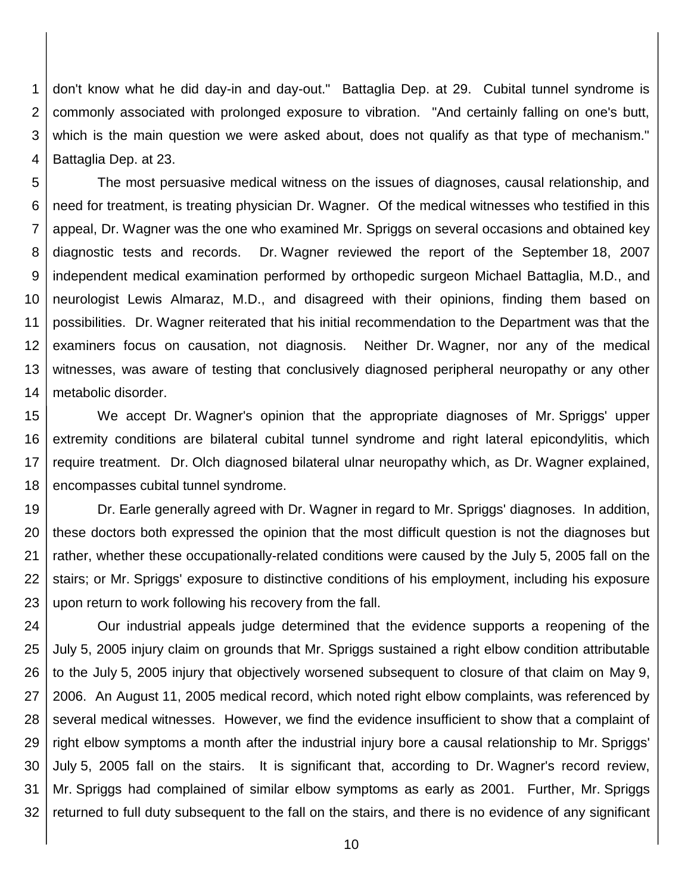don't know what he did day-in and day-out." Battaglia Dep. at 29. Cubital tunnel syndrome is commonly associated with prolonged exposure to vibration. "And certainly falling on one's butt, which is the main question we were asked about, does not qualify as that type of mechanism." Battaglia Dep. at 23.

The most persuasive medical witness on the issues of diagnoses, causal relationship, and need for treatment, is treating physician Dr. Wagner. Of the medical witnesses who testified in this appeal, Dr. Wagner was the one who examined Mr. Spriggs on several occasions and obtained key diagnostic tests and records. Dr. Wagner reviewed the report of the September 18, 2007 independent medical examination performed by orthopedic surgeon Michael Battaglia, M.D., and neurologist Lewis Almaraz, M.D., and disagreed with their opinions, finding them based on possibilities. Dr. Wagner reiterated that his initial recommendation to the Department was that the examiners focus on causation, not diagnosis. Neither Dr. Wagner, nor any of the medical witnesses, was aware of testing that conclusively diagnosed peripheral neuropathy or any other metabolic disorder.

We accept Dr. Wagner's opinion that the appropriate diagnoses of Mr. Spriggs' upper extremity conditions are bilateral cubital tunnel syndrome and right lateral epicondylitis, which require treatment. Dr. Olch diagnosed bilateral ulnar neuropathy which, as Dr. Wagner explained, encompasses cubital tunnel syndrome.

Dr. Earle generally agreed with Dr. Wagner in regard to Mr. Spriggs' diagnoses. In addition, these doctors both expressed the opinion that the most difficult question is not the diagnoses but rather, whether these occupationally-related conditions were caused by the July 5, 2005 fall on the stairs; or Mr. Spriggs' exposure to distinctive conditions of his employment, including his exposure upon return to work following his recovery from the fall.

Our industrial appeals judge determined that the evidence supports a reopening of the July 5, 2005 injury claim on grounds that Mr. Spriggs sustained a right elbow condition attributable to the July 5, 2005 injury that objectively worsened subsequent to closure of that claim on May 9, 2006. An August 11, 2005 medical record, which noted right elbow complaints, was referenced by several medical witnesses. However, we find the evidence insufficient to show that a complaint of right elbow symptoms a month after the industrial injury bore a causal relationship to Mr. Spriggs' July 5, 2005 fall on the stairs. It is significant that, according to Dr. Wagner's record review, Mr. Spriggs had complained of similar elbow symptoms as early as 2001. Further, Mr. Spriggs returned to full duty subsequent to the fall on the stairs, and there is no evidence of any significant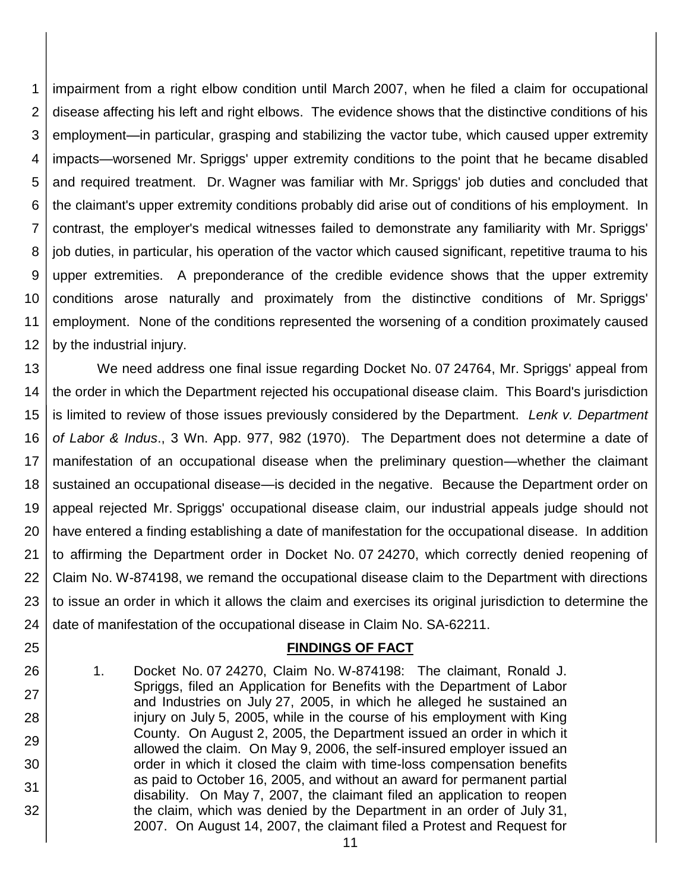impairment from a right elbow condition until March 2007, when he filed a claim for occupational disease affecting his left and right elbows. The evidence shows that the distinctive conditions of his employment—in particular, grasping and stabilizing the vactor tube, which caused upper extremity impacts—worsened Mr. Spriggs' upper extremity conditions to the point that he became disabled and required treatment. Dr. Wagner was familiar with Mr. Spriggs' job duties and concluded that the claimant's upper extremity conditions probably did arise out of conditions of his employment. In contrast, the employer's medical witnesses failed to demonstrate any familiarity with Mr. Spriggs' job duties, in particular, his operation of the vactor which caused significant, repetitive trauma to his upper extremities. A preponderance of the credible evidence shows that the upper extremity conditions arose naturally and proximately from the distinctive conditions of Mr. Spriggs' employment. None of the conditions represented the worsening of a condition proximately caused by the industrial injury.

We need address one final issue regarding Docket No. 07 24764, Mr. Spriggs' appeal from the order in which the Department rejected his occupational disease claim. This Board's jurisdiction is limited to review of those issues previously considered by the Department. *Lenk v. Department of Labor & Indus*., 3 Wn. App. 977, 982 (1970). The Department does not determine a date of manifestation of an occupational disease when the preliminary question—whether the claimant sustained an occupational disease—is decided in the negative. Because the Department order on appeal rejected Mr. Spriggs' occupational disease claim, our industrial appeals judge should not have entered a finding establishing a date of manifestation for the occupational disease. In addition to affirming the Department order in Docket No. 07 24270, which correctly denied reopening of Claim No. W-874198, we remand the occupational disease claim to the Department with directions to issue an order in which it allows the claim and exercises its original jurisdiction to determine the date of manifestation of the occupational disease in Claim No. SA-62211.

## FINDINGS OF FACT

1. Docket No. 07 24270, Claim No. W-874198: The claimant, Ronald J. Spriggs, filed an Application for Benefits with the Department of Labor and Industries on July 27, 2005, in which he alleged he sustained an injury on July 5, 2005, while in the course of his employment with King County. On August 2, 2005, the Department issued an order in which it allowed the claim. On May 9, 2006, the self-insured employer issued an order in which it closed the claim with time-loss compensation benefits as paid to October 16, 2005, and without an award for permanent partial disability. On May 7, 2007, the claimant filed an application to reopen the claim, which was denied by the Department in an order of July 31, 2007. On August 14, 2007, the claimant filed a Protest and Request for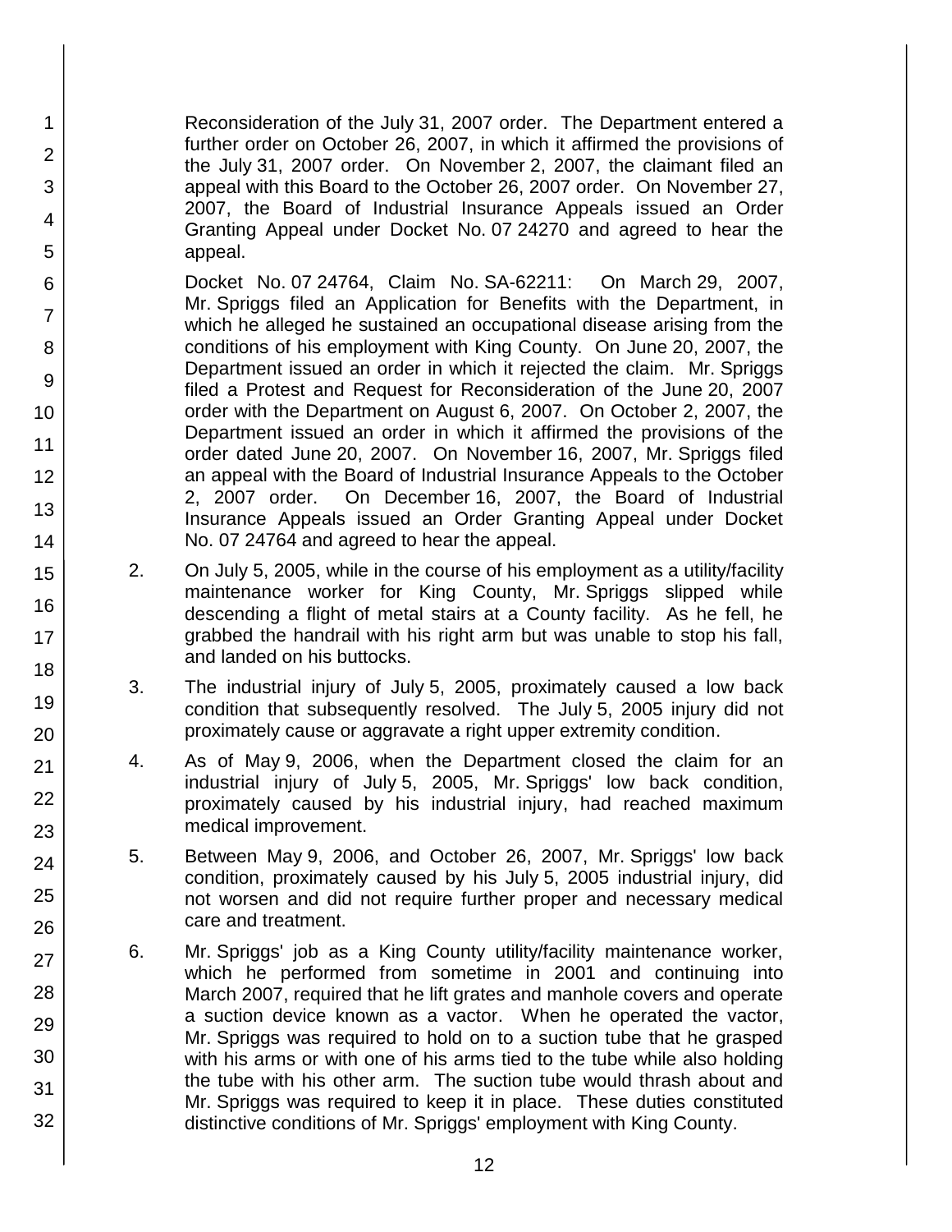Reconsideration of the July 31, 2007 order. The Department entered a further order on October 26, 2007, in which it affirmed the provisions of the July 31, 2007 order. On November 2, 2007, the claimant filed an appeal with this Board to the October 26, 2007 order. On November 27, 2007, the Board of Industrial Insurance Appeals issued an Order Granting Appeal under Docket No. 07 24270 and agreed to hear the appeal.

Docket No. 07 24764, Claim No. SA-62211: On March 29, 2007, Mr. Spriggs filed an Application for Benefits with the Department, in which he alleged he sustained an occupational disease arising from the conditions of his employment with King County. On June 20, 2007, the Department issued an order in which it rejected the claim. Mr. Spriggs filed a Protest and Request for Reconsideration of the June 20, 2007 order with the Department on August 6, 2007. On October 2, 2007, the Department issued an order in which it affirmed the provisions of the order dated June 20, 2007. On November 16, 2007, Mr. Spriggs filed an appeal with the Board of Industrial Insurance Appeals to the October 2, 2007 order. On December 16, 2007, the Board of Industrial Insurance Appeals issued an Order Granting Appeal under Docket No. 07 24764 and agreed to hear the appeal.

2. On July 5, 2005, while in the course of his employment as a utility/facility maintenance worker for King County, Mr. Spriggs slipped while descending a flight of metal stairs at a County facility. As he fell, he grabbed the handrail with his right arm but was unable to stop his fall, and landed on his buttocks.

3. The industrial injury of July 5, 2005, proximately caused a low back condition that subsequently resolved. The July 5, 2005 injury did not proximately cause or aggravate a right upper extremity condition.

4. As of May 9, 2006, when the Department closed the claim for an industrial injury of July 5, 2005, Mr. Spriggs' low back condition, proximately caused by his industrial injury, had reached maximum medical improvement.

5. Between May 9, 2006, and October 26, 2007, Mr. Spriggs' low back condition, proximately caused by his July 5, 2005 industrial injury, did not worsen and did not require further proper and necessary medical care and treatment.

6. Mr. Spriggs' job as a King County utility/facility maintenance worker, which he performed from sometime in 2001 and continuing into March 2007, required that he lift grates and manhole covers and operate a suction device known as a vactor. When he operated the vactor, Mr. Spriggs was required to hold on to a suction tube that he grasped with his arms or with one of his arms tied to the tube while also holding the tube with his other arm. The suction tube would thrash about and Mr. Spriggs was required to keep it in place. These duties constituted distinctive conditions of Mr. Spriggs' employment with King County.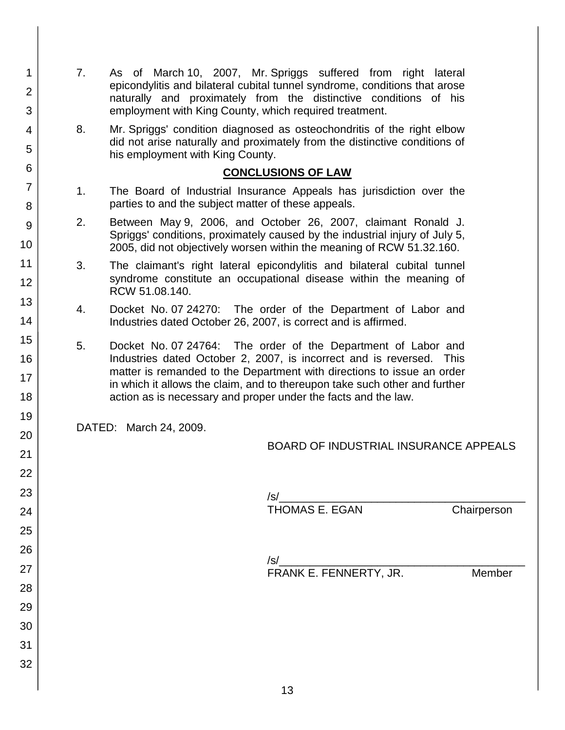7. As of March 10, 2007, Mr. Spriggs suffered from right lateral epicondylitis and bilateral cubital tunnel syndrome, conditions that arose naturally and proximately from the distinctive conditions of his employment with King County, which required treatment.

8. Mr. Spriggs' condition diagnosed as osteochondritis of the right elbow did not arise naturally and proximately from the distinctive conditions of his employment with King County.

## CONCLUSIONS OF LAW

1. The Board of Industrial Insurance Appeals has jurisdiction over the parties to and the subject matter of these appeals.

2. Between May 9, 2006, and October 26, 2007, claimant Ronald J. Spriggs' conditions, proximately caused by the industrial injury of July 5, 2005, did not objectively worsen within the meaning of RCW 51.32.160.

3. The claimant's right lateral epicondylitis and bilateral cubital tunnel syndrome constitute an occupational disease within the meaning of RCW 51.08.140.

4. Docket No. 07 24270: The order of the Department of Labor and Industries dated October 26, 2007, is correct and is affirmed.

5. Docket No. 07 24764: The order of the Department of Labor and Industries dated October 2, 2007, is incorrect and is reversed. This matter is remanded to the Department with directions to issue an order in which it allows the claim, and to thereupon take such other and further action as is necessary and proper under the facts and the law.

DATED: March 24, 2009.

BOARD OF INDUSTRIAL INSURANCE APPEALS

/s/\_\_\_\_\_\_\_\_\_\_\_\_\_\_\_\_\_\_\_\_\_\_\_\_\_\_\_\_\_\_\_\_\_\_\_\_\_\_\_\_
THOMAS E. EGAN Chairperson

/s/\_\_\_\_\_\_\_\_\_\_\_\_\_\_\_\_\_\_\_\_\_\_\_\_\_\_\_\_\_\_\_\_\_\_\_\_\_\_\_\_
FRANK E. FENNERTY, JR. Member